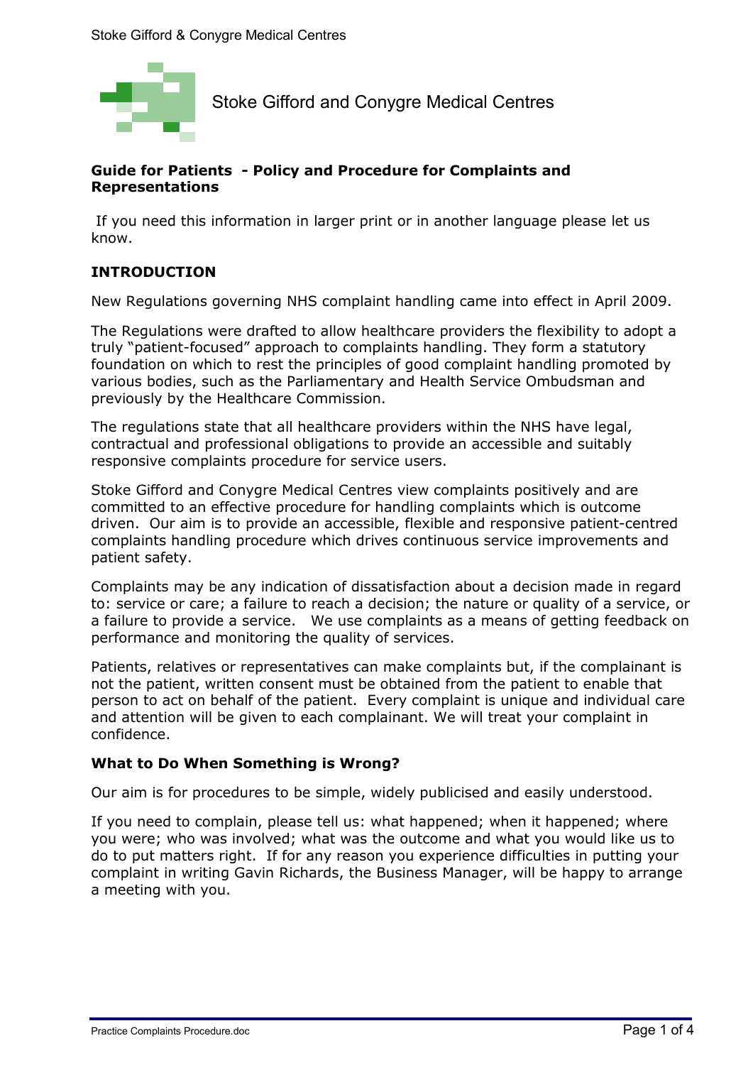Stoke Gifford and Conygre Medical Centres

## Guide for Patients - Policy and Procedure for Complaints and Representations

If you need this information in larger print or in another language please let us know.

### INTRODUCTION

New Regulations governing NHS complaint handling came into effect in April 2009.

The Regulations were drafted to allow healthcare providers the flexibility to adopt a truly "patient-focused" approach to complaints handling. They form a statutory foundation on which to rest the principles of good complaint handling promoted by various bodies, such as the Parliamentary and Health Service Ombudsman and previously by the Healthcare Commission.

The regulations state that all healthcare providers within the NHS have legal, contractual and professional obligations to provide an accessible and suitably responsive complaints procedure for service users.

Stoke Gifford and Conygre Medical Centres view complaints positively and are committed to an effective procedure for handling complaints which is outcome driven. Our aim is to provide an accessible, flexible and responsive patient-centred complaints handling procedure which drives continuous service improvements and patient safety.

Complaints may be any indication of dissatisfaction about a decision made in regard to: service or care; a failure to reach a decision; the nature or quality of a service, or a failure to provide a service. We use complaints as a means of getting feedback on performance and monitoring the quality of services.

Patients, relatives or representatives can make complaints but, if the complainant is not the patient, written consent must be obtained from the patient to enable that person to act on behalf of the patient. Every complaint is unique and individual care and attention will be given to each complainant. We will treat your complaint in confidence.

### What to Do When Something is Wrong?

Our aim is for procedures to be simple, widely publicised and easily understood.

If you need to complain, please tell us: what happened; when it happened; where you were; who was involved; what was the outcome and what you would like us to do to put matters right. If for any reason you experience difficulties in putting your complaint in writing Gavin Richards, the Business Manager, will be happy to arrange a meeting with you.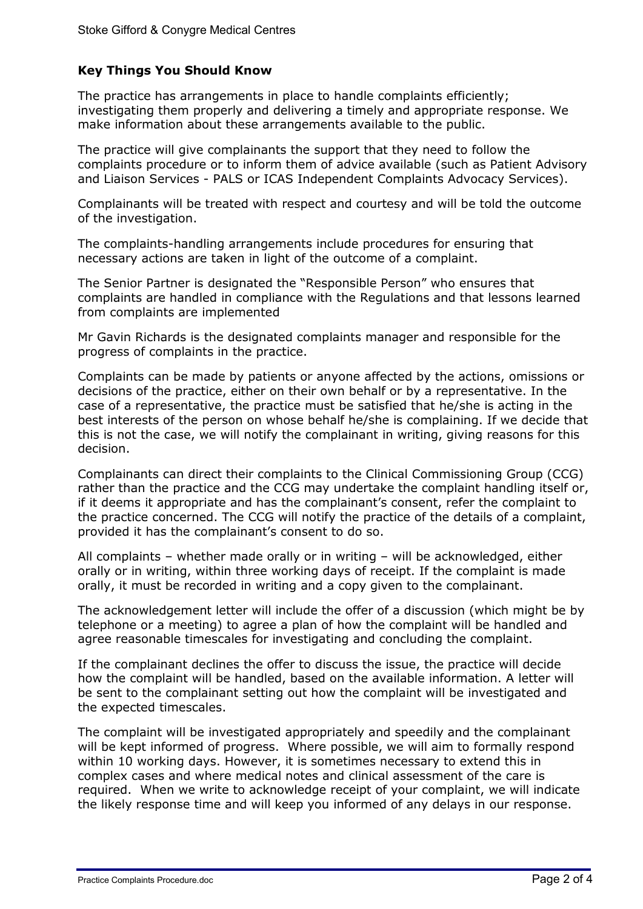### Key Things You Should Know

The practice has arrangements in place to handle complaints efficiently; investigating them properly and delivering a timely and appropriate response. We make information about these arrangements available to the public.

The practice will give complainants the support that they need to follow the complaints procedure or to inform them of advice available (such as Patient Advisory and Liaison Services - PALS or ICAS Independent Complaints Advocacy Services).

Complainants will be treated with respect and courtesy and will be told the outcome of the investigation.

The complaints-handling arrangements include procedures for ensuring that necessary actions are taken in light of the outcome of a complaint.

The Senior Partner is designated the "Responsible Person" who ensures that complaints are handled in compliance with the Regulations and that lessons learned from complaints are implemented

Mr Gavin Richards is the designated complaints manager and responsible for the progress of complaints in the practice.

Complaints can be made by patients or anyone affected by the actions, omissions or decisions of the practice, either on their own behalf or by a representative. In the case of a representative, the practice must be satisfied that he/she is acting in the best interests of the person on whose behalf he/she is complaining. If we decide that this is not the case, we will notify the complainant in writing, giving reasons for this decision.

Complainants can direct their complaints to the Clinical Commissioning Group (CCG) rather than the practice and the CCG may undertake the complaint handling itself or, if it deems it appropriate and has the complainant's consent, refer the complaint to the practice concerned. The CCG will notify the practice of the details of a complaint, provided it has the complainant's consent to do so.

All complaints – whether made orally or in writing – will be acknowledged, either orally or in writing, within three working days of receipt. If the complaint is made orally, it must be recorded in writing and a copy given to the complainant.

The acknowledgement letter will include the offer of a discussion (which might be by telephone or a meeting) to agree a plan of how the complaint will be handled and agree reasonable timescales for investigating and concluding the complaint.

If the complainant declines the offer to discuss the issue, the practice will decide how the complaint will be handled, based on the available information. A letter will be sent to the complainant setting out how the complaint will be investigated and the expected timescales.

The complaint will be investigated appropriately and speedily and the complainant will be kept informed of progress. Where possible, we will aim to formally respond within 10 working days. However, it is sometimes necessary to extend this in complex cases and where medical notes and clinical assessment of the care is required. When we write to acknowledge receipt of your complaint, we will indicate the likely response time and will keep you informed of any delays in our response.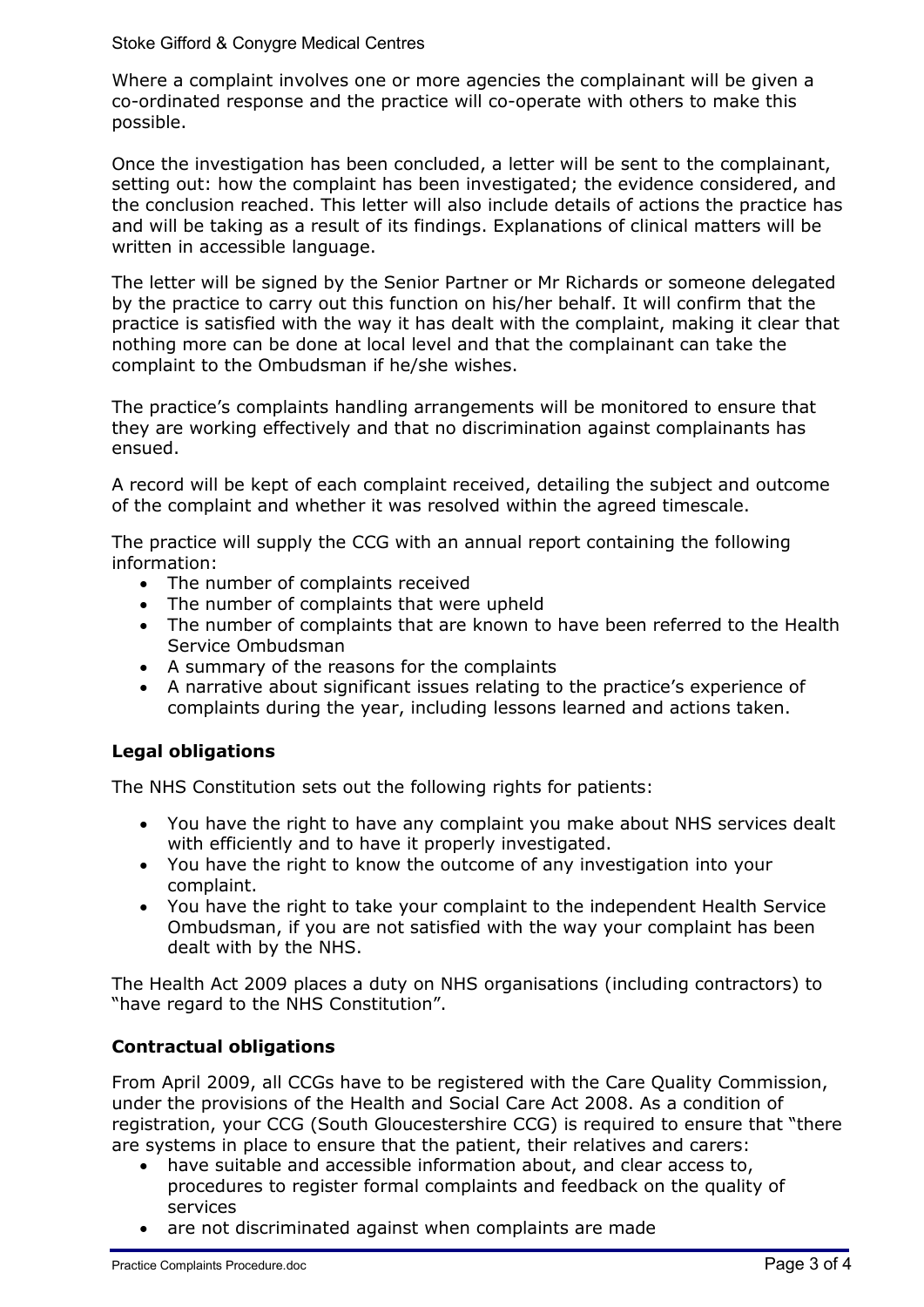Where a complaint involves one or more agencies the complainant will be given a co-ordinated response and the practice will co-operate with others to make this possible.

Once the investigation has been concluded, a letter will be sent to the complainant, setting out: how the complaint has been investigated; the evidence considered, and the conclusion reached. This letter will also include details of actions the practice has and will be taking as a result of its findings. Explanations of clinical matters will be written in accessible language.

The letter will be signed by the Senior Partner or Mr Richards or someone delegated by the practice to carry out this function on his/her behalf. It will confirm that the practice is satisfied with the way it has dealt with the complaint, making it clear that nothing more can be done at local level and that the complainant can take the complaint to the Ombudsman if he/she wishes.

The practice's complaints handling arrangements will be monitored to ensure that they are working effectively and that no discrimination against complainants has ensued.

A record will be kept of each complaint received, detailing the subject and outcome of the complaint and whether it was resolved within the agreed timescale.

The practice will supply the CCG with an annual report containing the following information:

- The number of complaints received
- The number of complaints that were upheld
- The number of complaints that are known to have been referred to the Health Service Ombudsman
- A summary of the reasons for the complaints
- A narrative about significant issues relating to the practice's experience of complaints during the year, including lessons learned and actions taken.

## Legal obligations

The NHS Constitution sets out the following rights for patients:

- You have the right to have any complaint you make about NHS services dealt with efficiently and to have it properly investigated.
- You have the right to know the outcome of any investigation into your complaint.
- You have the right to take your complaint to the independent Health Service Ombudsman, if you are not satisfied with the way your complaint has been dealt with by the NHS.

The Health Act 2009 places a duty on NHS organisations (including contractors) to "have regard to the NHS Constitution".

## Contractual obligations

From April 2009, all CCGs have to be registered with the Care Quality Commission, under the provisions of the Health and Social Care Act 2008. As a condition of registration, your CCG (South Gloucestershire CCG) is required to ensure that "there are systems in place to ensure that the patient, their relatives and carers:

- have suitable and accessible information about, and clear access to, procedures to register formal complaints and feedback on the quality of services
- are not discriminated against when complaints are made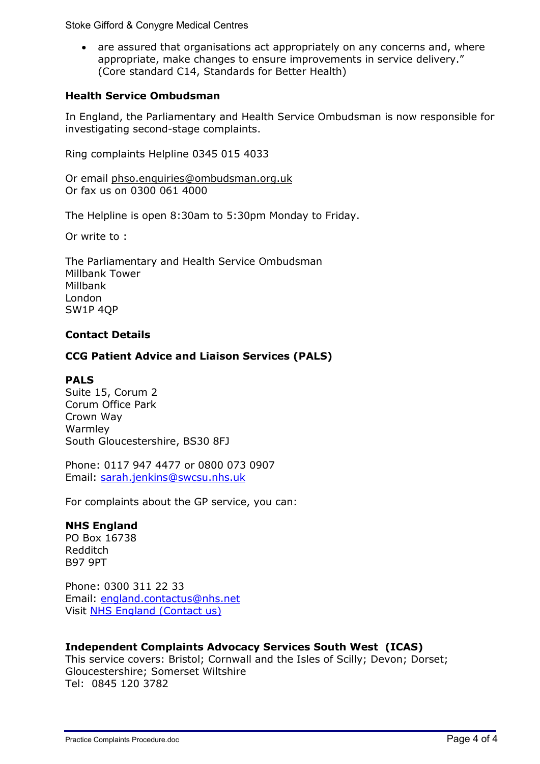- are assured that organisations act appropriately on any concerns and, where appropriate, make changes to ensure improvements in service delivery." (Core standard C14, Standards for Better Health)

**Health Service Ombudsman**

In England, the Parliamentary and Health Service Ombudsman is now responsible for investigating second-stage complaints.

Ring complaints Helpline 0345 015 4033

Or email phso.enquiries@ombudsman.org.uk
Or fax us on 0300 061 4000

The Helpline is open 8:30am to 5:30pm Monday to Friday.

Or write to :

The Parliamentary and Health Service Ombudsman
Millbank Tower
Millbank
London
SW1P 4QP

**Contact Details**

**CCG Patient Advice and Liaison Services (PALS)**

**PALS**
Suite 15, Corum 2
Corum Office Park
Crown Way
Warmley
South Gloucestershire, BS30 8FJ

Phone: 0117 947 4477 or 0800 073 0907
Email: sarah.jenkins@swcsu.nhs.uk

For complaints about the GP service, you can:

**NHS England**
PO Box 16738
Redditch
B97 9PT

Phone: 0300 311 22 33
Email: england.contactus@nhs.net
Visit NHS England (Contact us)

**Independent Complaints Advocacy Services South West (ICAS)**
This service covers: Bristol; Cornwall and the Isles of Scilly; Devon; Dorset; Gloucestershire; Somerset Wiltshire
Tel: 0845 120 3782